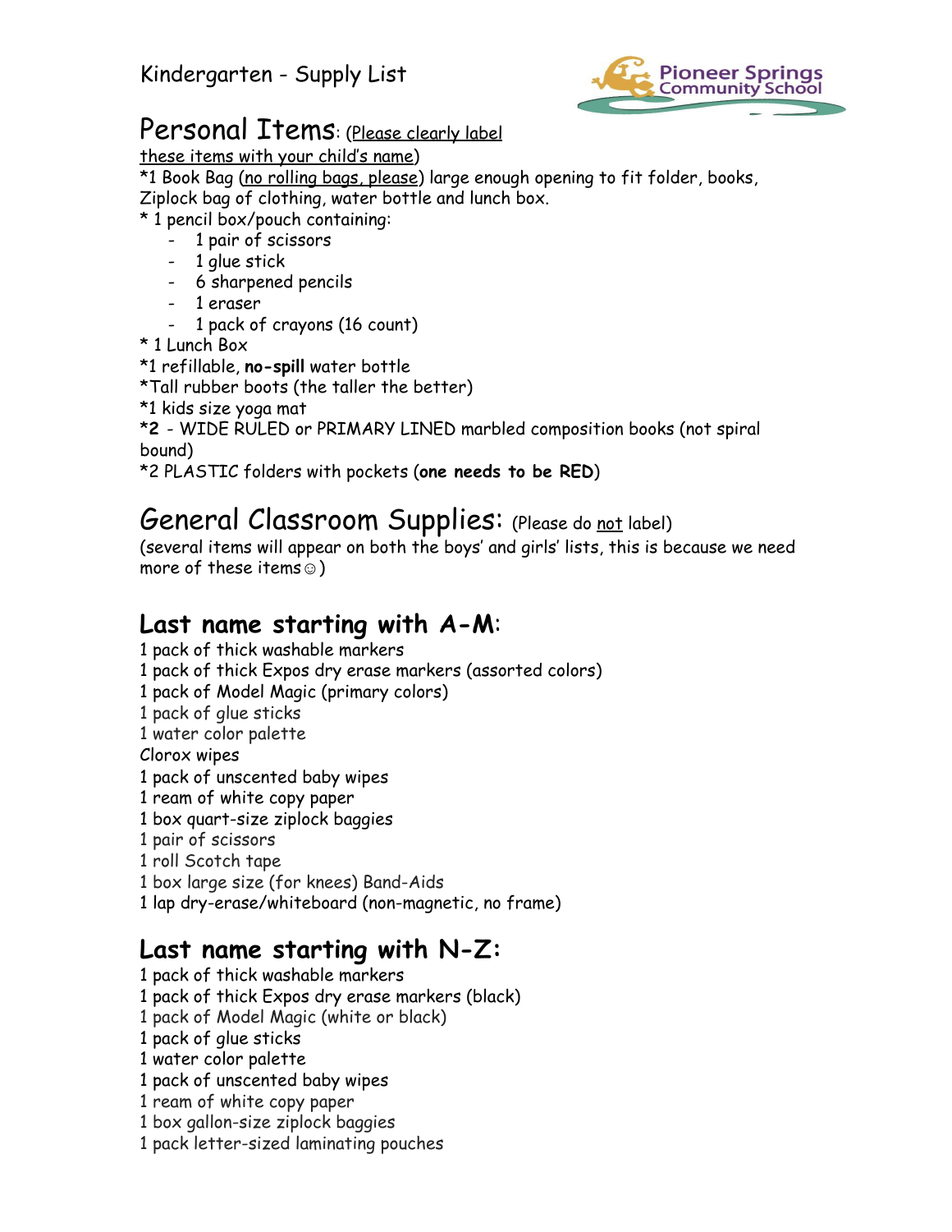Kindergarten - Supply List

Pioneer Springs Community School

# Personal Items: (Please clearly label these items with your child's name)

*1 Book Bag (no rolling bags, please) large enough opening to fit folder, books, Ziplock bag of clothing, water bottle and lunch box.
* 1 pencil box/pouch containing:
  - 1 pair of scissors
  - 1 glue stick
  - 6 sharpened pencils
  - 1 eraser
  - 1 pack of crayons (16 count)

* 1 Lunch Box
*1 refillable, **no-spill** water bottle
*Tall rubber boots (the taller the better)
*1 kids size yoga mat
***2** - WIDE RULED or PRIMARY LINED marbled composition books (not spiral bound)
*2 PLASTIC folders with pockets (**one needs to be RED**)

# General Classroom Supplies: (Please do not label)

(several items will appear on both the boys' and girls' lists, this is because we need more of these items☺)

## Last name starting with A-M:

1 pack of thick washable markers
1 pack of thick Expos dry erase markers (assorted colors)
1 pack of Model Magic (primary colors)
1 pack of glue sticks
1 water color palette
Clorox wipes
1 pack of unscented baby wipes
1 ream of white copy paper
1 box quart-size ziplock baggies
1 pair of scissors
1 roll Scotch tape
1 box large size (for knees) Band-Aids
1 lap dry-erase/whiteboard (non-magnetic, no frame)

## Last name starting with N-Z:

1 pack of thick washable markers
1 pack of thick Expos dry erase markers (black)
1 pack of Model Magic (white or black)
1 pack of glue sticks
1 water color palette
1 pack of unscented baby wipes
1 ream of white copy paper
1 box gallon-size ziplock baggies
1 pack letter-sized laminating pouches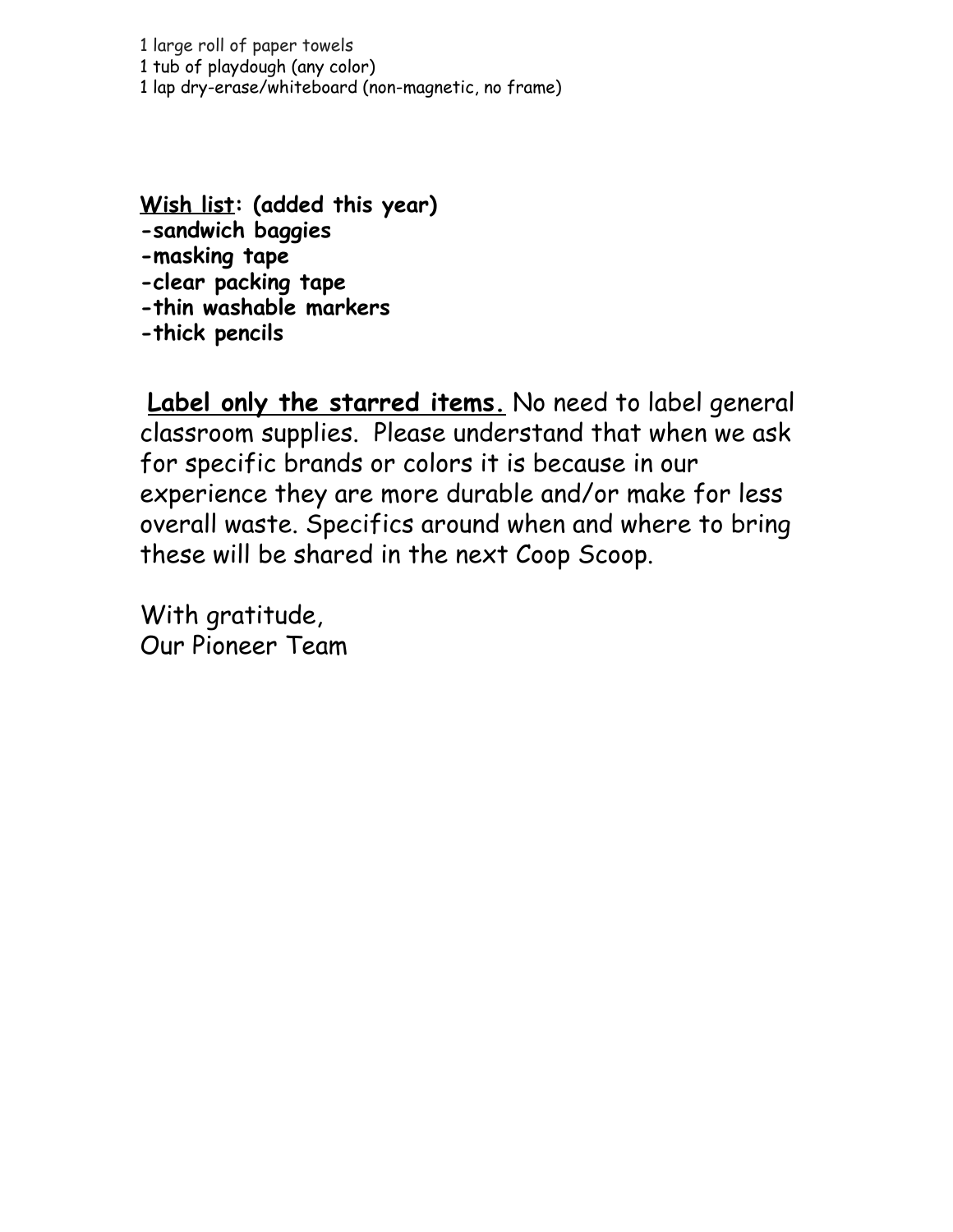1 large roll of paper towels
1 tub of playdough (any color)
1 lap dry-erase/whiteboard (non-magnetic, no frame)

**Wish list: (added this year)**
**-sandwich baggies**
**-masking tape**
**-clear packing tape**
**-thin washable markers**
**-thick pencils**

**Label only the starred items.** No need to label general classroom supplies. Please understand that when we ask for specific brands or colors it is because in our experience they are more durable and/or make for less overall waste. Specifics around when and where to bring these will be shared in the next Coop Scoop.

With gratitude,
Our Pioneer Team